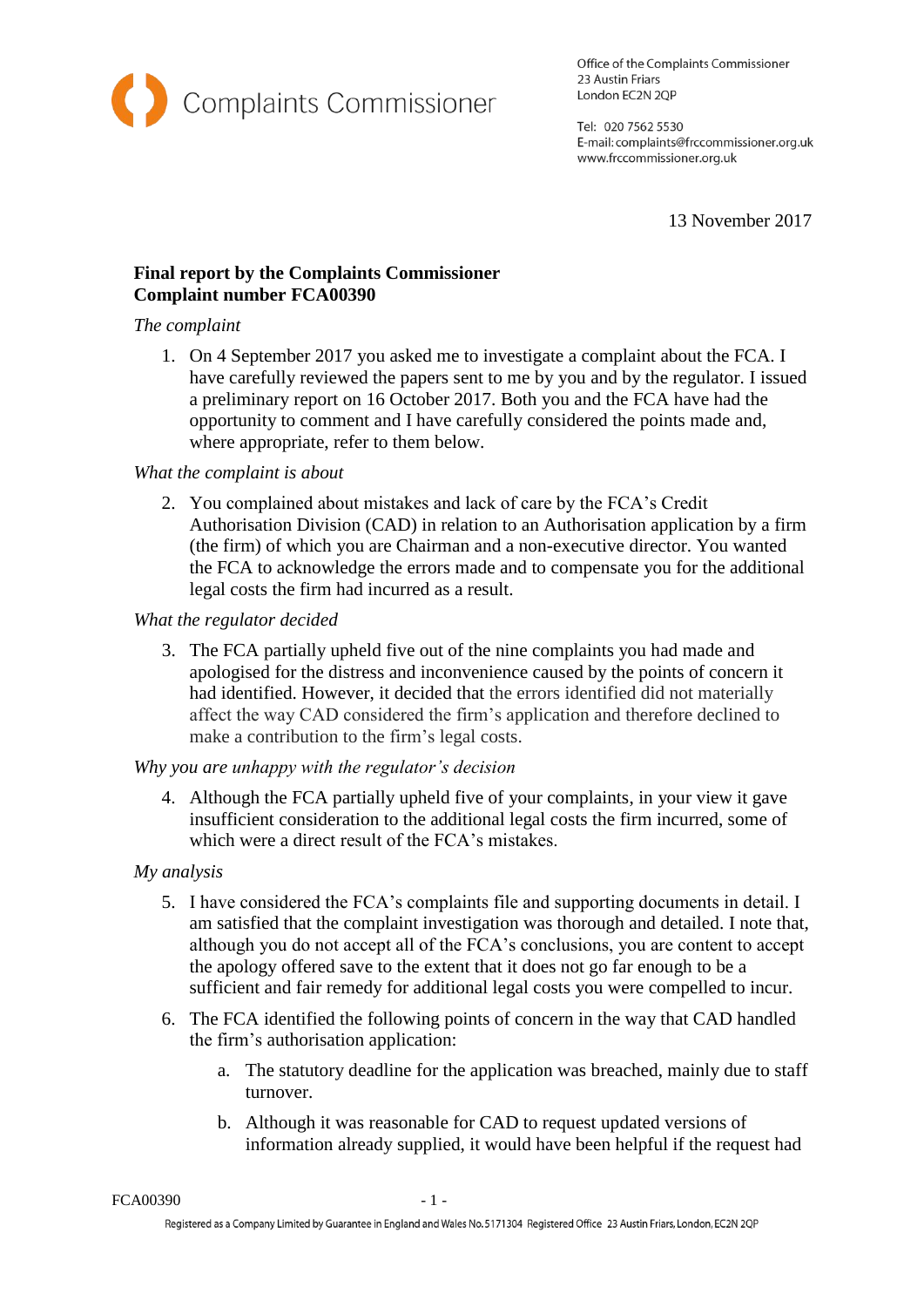Complaints Commissioner

Office of the Complaints Commissioner
23 Austin Friars
London EC2N 2QP

Tel: 020 7562 5530
E-mail: complaints@frccommissioner.org.uk
www.frccommissioner.org.uk

13 November 2017

**Final report by the Complaints Commissioner**
**Complaint number FCA00390**

*The complaint*

1. On 4 September 2017 you asked me to investigate a complaint about the FCA. I have carefully reviewed the papers sent to me by you and by the regulator. I issued a preliminary report on 16 October 2017. Both you and the FCA have had the opportunity to comment and I have carefully considered the points made and, where appropriate, refer to them below.

*What the complaint is about*

2. You complained about mistakes and lack of care by the FCA's Credit Authorisation Division (CAD) in relation to an Authorisation application by a firm (the firm) of which you are Chairman and a non-executive director. You wanted the FCA to acknowledge the errors made and to compensate you for the additional legal costs the firm had incurred as a result.

*What the regulator decided*

3. The FCA partially upheld five out of the nine complaints you had made and apologised for the distress and inconvenience caused by the points of concern it had identified. However, it decided that the errors identified did not materially affect the way CAD considered the firm's application and therefore declined to make a contribution to the firm's legal costs.

*Why you are unhappy with the regulator's decision*

4. Although the FCA partially upheld five of your complaints, in your view it gave insufficient consideration to the additional legal costs the firm incurred, some of which were a direct result of the FCA's mistakes.

*My analysis*

5. I have considered the FCA's complaints file and supporting documents in detail. I am satisfied that the complaint investigation was thorough and detailed. I note that, although you do not accept all of the FCA's conclusions, you are content to accept the apology offered save to the extent that it does not go far enough to be a sufficient and fair remedy for additional legal costs you were compelled to incur.

6. The FCA identified the following points of concern in the way that CAD handled the firm's authorisation application:

    a. The statutory deadline for the application was breached, mainly due to staff turnover.

    b. Although it was reasonable for CAD to request updated versions of information already supplied, it would have been helpful if the request had

Registered as a Company Limited by Guarantee in England and Wales No. 5171304 Registered Office 23 Austin Friars, London, EC2N 2QP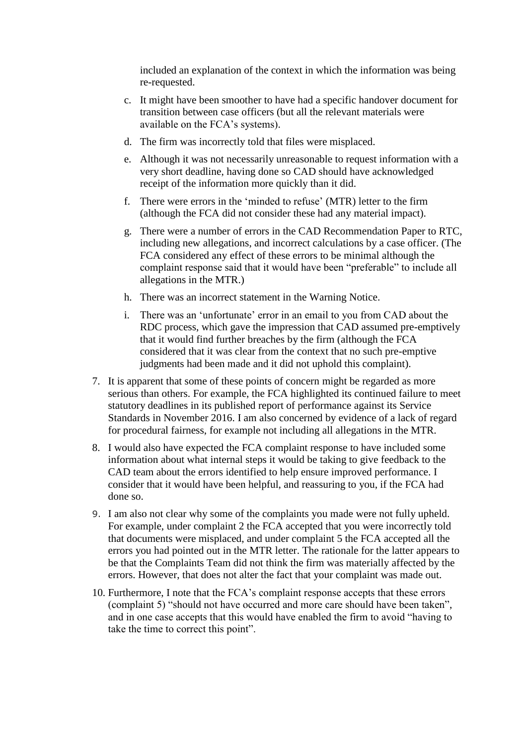included an explanation of the context in which the information was being re-requested.

c. It might have been smoother to have had a specific handover document for transition between case officers (but all the relevant materials were available on the FCA's systems).

d. The firm was incorrectly told that files were misplaced.

e. Although it was not necessarily unreasonable to request information with a very short deadline, having done so CAD should have acknowledged receipt of the information more quickly than it did.

f. There were errors in the 'minded to refuse' (MTR) letter to the firm (although the FCA did not consider these had any material impact).

g. There were a number of errors in the CAD Recommendation Paper to RTC, including new allegations, and incorrect calculations by a case officer. (The FCA considered any effect of these errors to be minimal although the complaint response said that it would have been "preferable" to include all allegations in the MTR.)

h. There was an incorrect statement in the Warning Notice.

i. There was an 'unfortunate' error in an email to you from CAD about the RDC process, which gave the impression that CAD assumed pre-emptively that it would find further breaches by the firm (although the FCA considered that it was clear from the context that no such pre-emptive judgments had been made and it did not uphold this complaint).

7. It is apparent that some of these points of concern might be regarded as more serious than others. For example, the FCA highlighted its continued failure to meet statutory deadlines in its published report of performance against its Service Standards in November 2016. I am also concerned by evidence of a lack of regard for procedural fairness, for example not including all allegations in the MTR.

8. I would also have expected the FCA complaint response to have included some information about what internal steps it would be taking to give feedback to the CAD team about the errors identified to help ensure improved performance. I consider that it would have been helpful, and reassuring to you, if the FCA had done so.

9. I am also not clear why some of the complaints you made were not fully upheld. For example, under complaint 2 the FCA accepted that you were incorrectly told that documents were misplaced, and under complaint 5 the FCA accepted all the errors you had pointed out in the MTR letter. The rationale for the latter appears to be that the Complaints Team did not think the firm was materially affected by the errors. However, that does not alter the fact that your complaint was made out.

10. Furthermore, I note that the FCA's complaint response accepts that these errors (complaint 5) "should not have occurred and more care should have been taken", and in one case accepts that this would have enabled the firm to avoid "having to take the time to correct this point".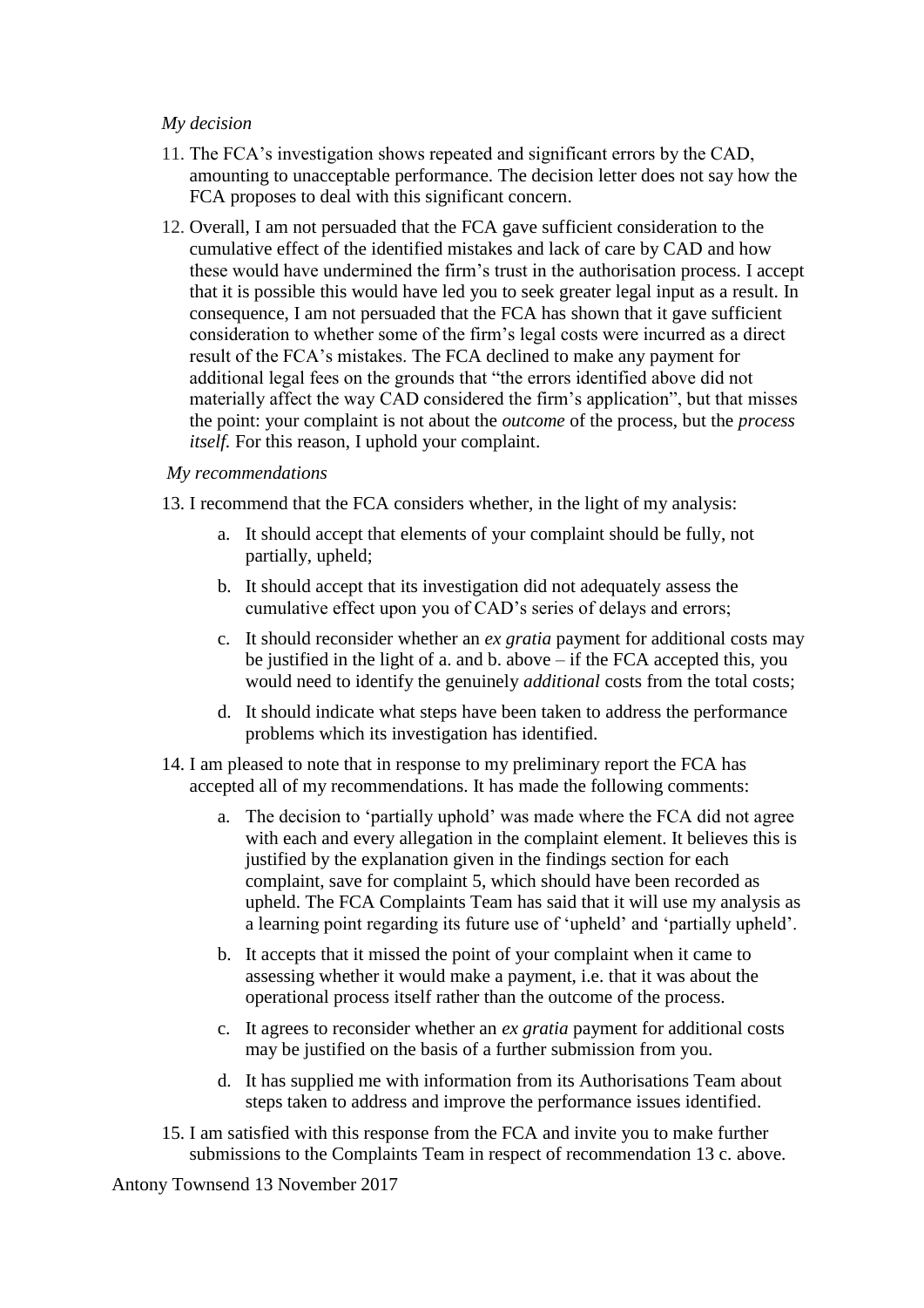*My decision*

11. The FCA's investigation shows repeated and significant errors by the CAD, amounting to unacceptable performance. The decision letter does not say how the FCA proposes to deal with this significant concern.
12. Overall, I am not persuaded that the FCA gave sufficient consideration to the cumulative effect of the identified mistakes and lack of care by CAD and how these would have undermined the firm's trust in the authorisation process. I accept that it is possible this would have led you to seek greater legal input as a result. In consequence, I am not persuaded that the FCA has shown that it gave sufficient consideration to whether some of the firm's legal costs were incurred as a direct result of the FCA's mistakes. The FCA declined to make any payment for additional legal fees on the grounds that "the errors identified above did not materially affect the way CAD considered the firm's application", but that misses the point: your complaint is not about the *outcome* of the process, but the *process itself.* For this reason, I uphold your complaint.

*My recommendations*

13. I recommend that the FCA considers whether, in the light of my analysis:
    a. It should accept that elements of your complaint should be fully, not partially, upheld;
    b. It should accept that its investigation did not adequately assess the cumulative effect upon you of CAD's series of delays and errors;
    c. It should reconsider whether an *ex gratia* payment for additional costs may be justified in the light of a. and b. above – if the FCA accepted this, you would need to identify the genuinely *additional* costs from the total costs;
    d. It should indicate what steps have been taken to address the performance problems which its investigation has identified.
14. I am pleased to note that in response to my preliminary report the FCA has accepted all of my recommendations. It has made the following comments:
    a. The decision to 'partially uphold' was made where the FCA did not agree with each and every allegation in the complaint element. It believes this is justified by the explanation given in the findings section for each complaint, save for complaint 5, which should have been recorded as upheld. The FCA Complaints Team has said that it will use my analysis as a learning point regarding its future use of 'upheld' and 'partially upheld'.
    b. It accepts that it missed the point of your complaint when it came to assessing whether it would make a payment, i.e. that it was about the operational process itself rather than the outcome of the process.
    c. It agrees to reconsider whether an *ex gratia* payment for additional costs may be justified on the basis of a further submission from you.
    d. It has supplied me with information from its Authorisations Team about steps taken to address and improve the performance issues identified.
15. I am satisfied with this response from the FCA and invite you to make further submissions to the Complaints Team in respect of recommendation 13 c. above.

Antony Townsend 13 November 2017